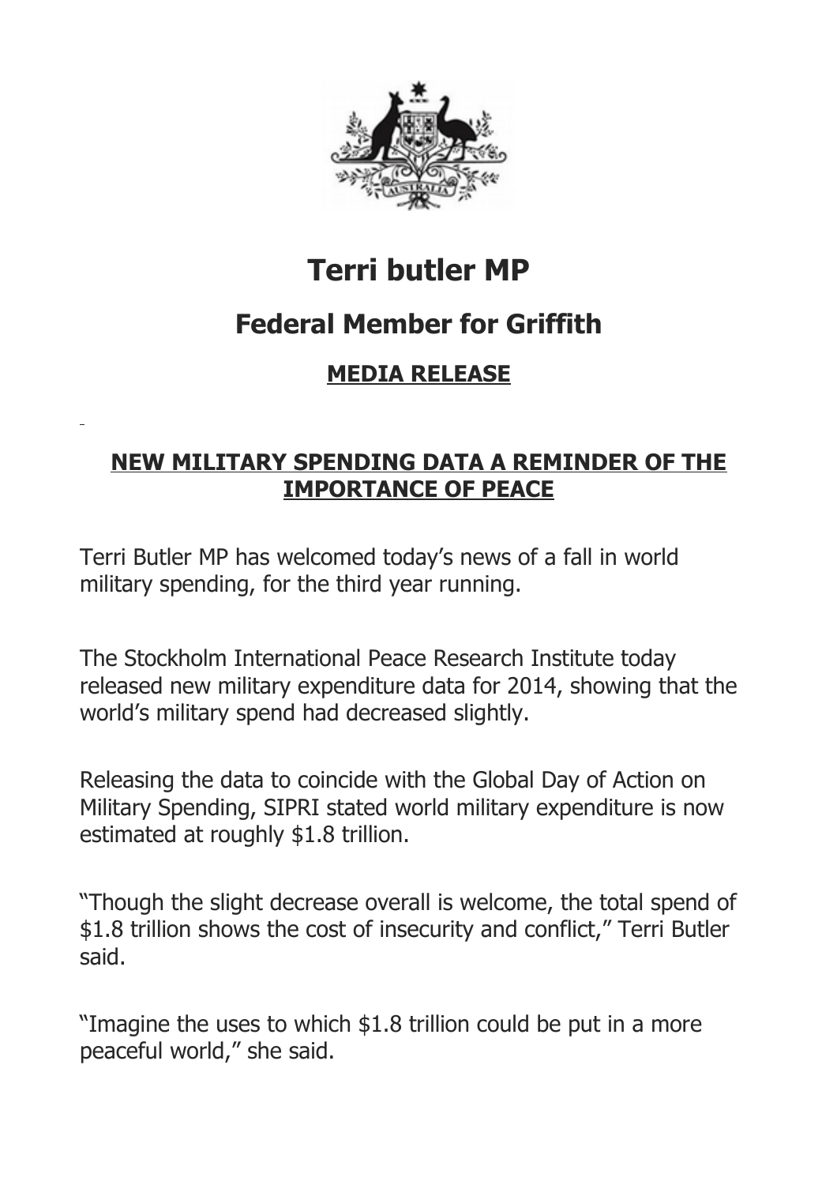# Terri butler MP

## Federal Member for Griffith

### MEDIA RELEASE

### NEW MILITARY SPENDING DATA A REMINDER OF THE IMPORTANCE OF PEACE

Terri Butler MP has welcomed today's news of a fall in world military spending, for the third year running.

The Stockholm International Peace Research Institute today released new military expenditure data for 2014, showing that the world's military spend had decreased slightly.

Releasing the data to coincide with the Global Day of Action on Military Spending, SIPRI stated world military expenditure is now estimated at roughly $1.8 trillion.

"Though the slight decrease overall is welcome, the total spend of $1.8 trillion shows the cost of insecurity and conflict," Terri Butler said.

"Imagine the uses to which $1.8 trillion could be put in a more peaceful world," she said.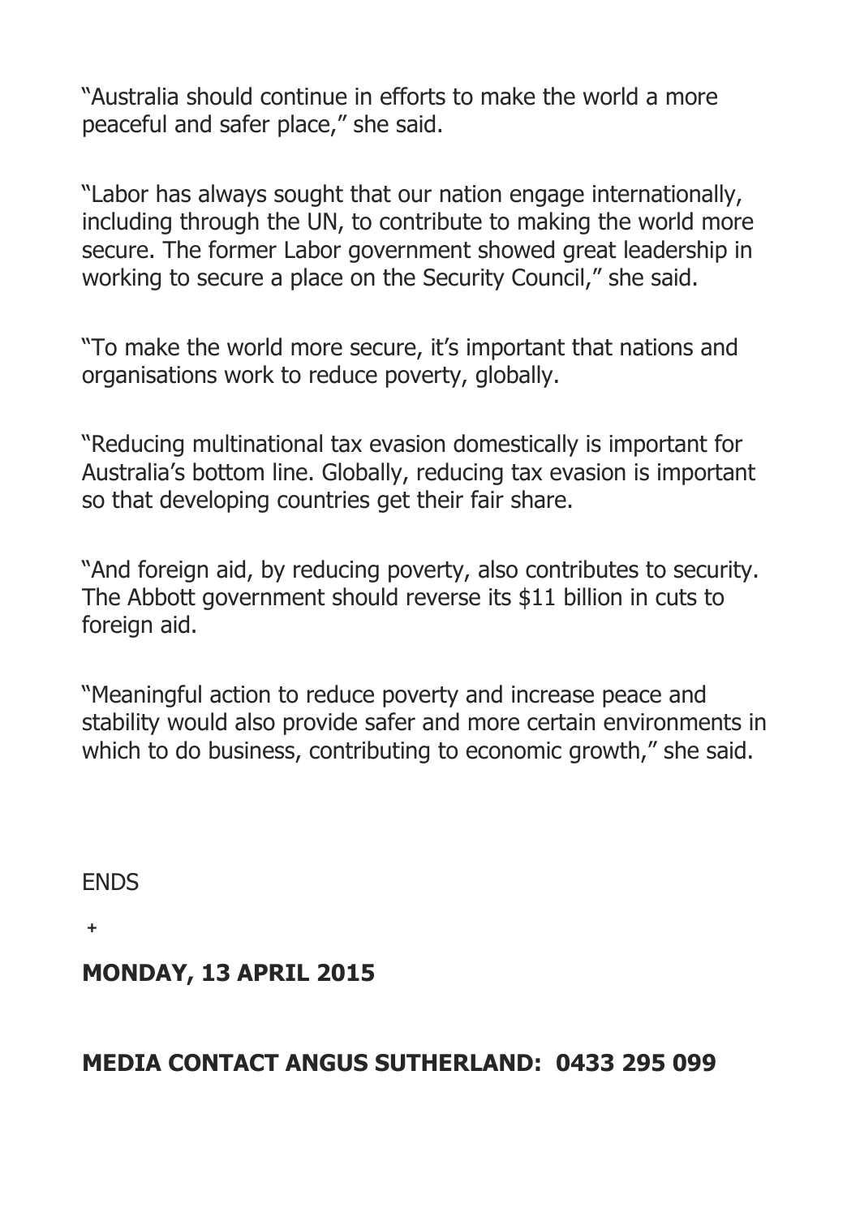"Australia should continue in efforts to make the world a more peaceful and safer place," she said.

"Labor has always sought that our nation engage internationally, including through the UN, to contribute to making the world more secure. The former Labor government showed great leadership in working to secure a place on the Security Council," she said.

"To make the world more secure, it's important that nations and organisations work to reduce poverty, globally.

"Reducing multinational tax evasion domestically is important for Australia's bottom line. Globally, reducing tax evasion is important so that developing countries get their fair share.

"And foreign aid, by reducing poverty, also contributes to security. The Abbott government should reverse its $11 billion in cuts to foreign aid.

"Meaningful action to reduce poverty and increase peace and stability would also provide safer and more certain environments in which to do business, contributing to economic growth," she said.

ENDS

+

**MONDAY, 13 APRIL 2015**

**MEDIA CONTACT ANGUS SUTHERLAND: 0433 295 099**